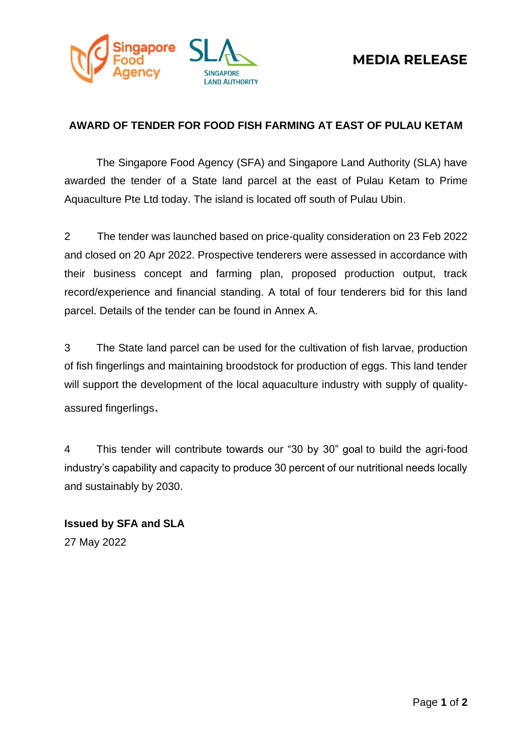**MEDIA RELEASE**

## AWARD OF TENDER FOR FOOD FISH FARMING AT EAST OF PULAU KETAM

The Singapore Food Agency (SFA) and Singapore Land Authority (SLA) have awarded the tender of a State land parcel at the east of Pulau Ketam to Prime Aquaculture Pte Ltd today. The island is located off south of Pulau Ubin.

2 The tender was launched based on price-quality consideration on 23 Feb 2022 and closed on 20 Apr 2022. Prospective tenderers were assessed in accordance with their business concept and farming plan, proposed production output, track record/experience and financial standing. A total of four tenderers bid for this land parcel. Details of the tender can be found in Annex A.

3 The State land parcel can be used for the cultivation of fish larvae, production of fish fingerlings and maintaining broodstock for production of eggs. This land tender will support the development of the local aquaculture industry with supply of quality-assured fingerlings.

4 This tender will contribute towards our "30 by 30" goal to build the agri-food industry's capability and capacity to produce 30 percent of our nutritional needs locally and sustainably by 2030.

**Issued by SFA and SLA**
27 May 2022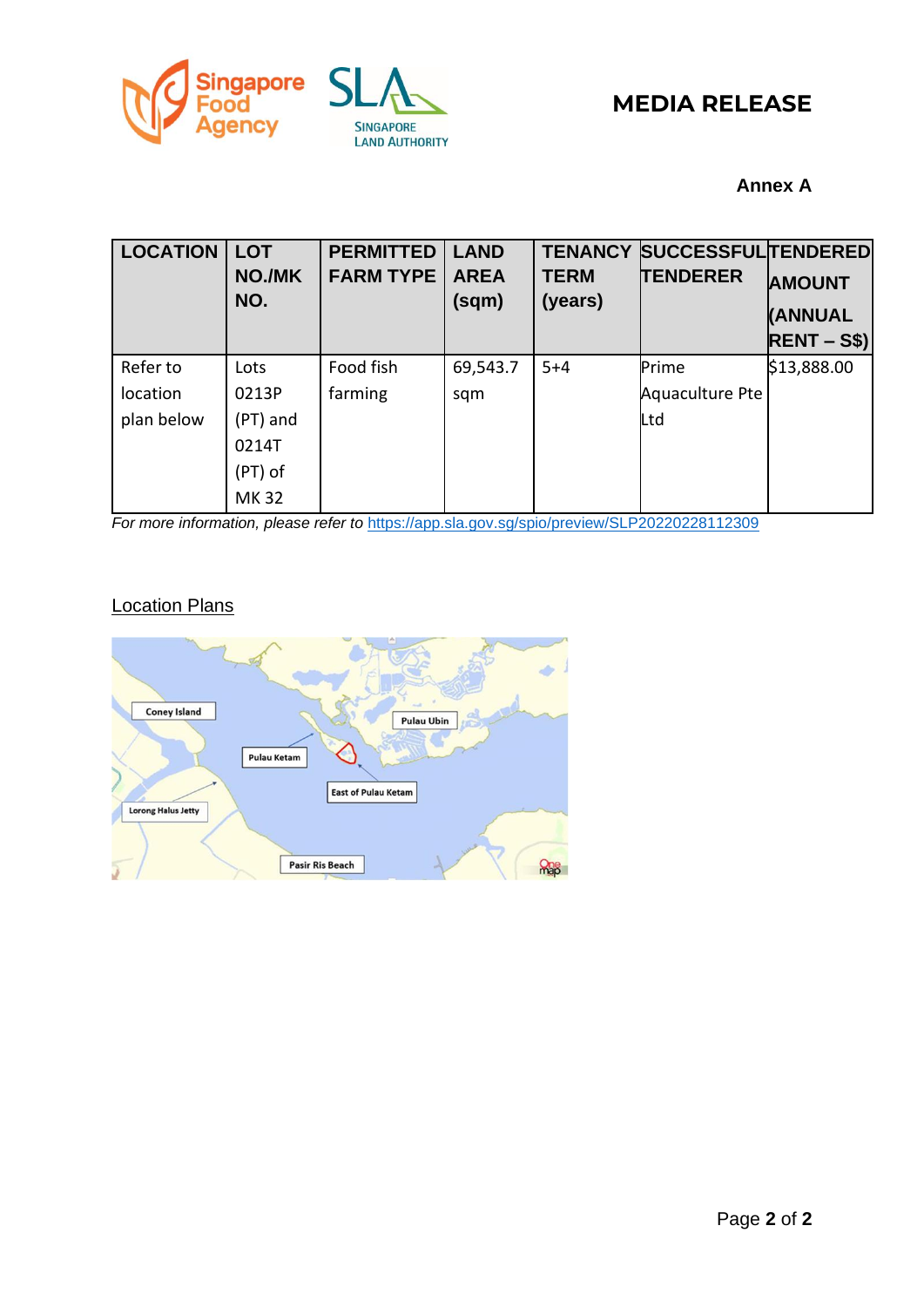**MEDIA RELEASE**

**Annex A**

| LOCATION | LOT NO./MK NO. | PERMITTED FARM TYPE | LAND AREA (sqm) | TENANCY TERM (years) | SUCCESSFUL TENDERER | TENDERED AMOUNT (ANNUAL RENT – S$) |
|---|---|---|---|---|---|---|
| Refer to location plan below | Lots 0213P (PT) and 0214T (PT) of MK 32 | Food fish farming | 69,543.7 sqm | 5+4 | Prime Aquaculture Pte Ltd | $13,888.00 |

*For more information, please refer to* https://app.sla.gov.sg/spio/preview/SLP20220228112309

## Location Plans

Coney Island

Pulau Ubin

Pulau Ketam

East of Pulau Ketam

Lorong Halus Jetty

Pasir Ris Beach